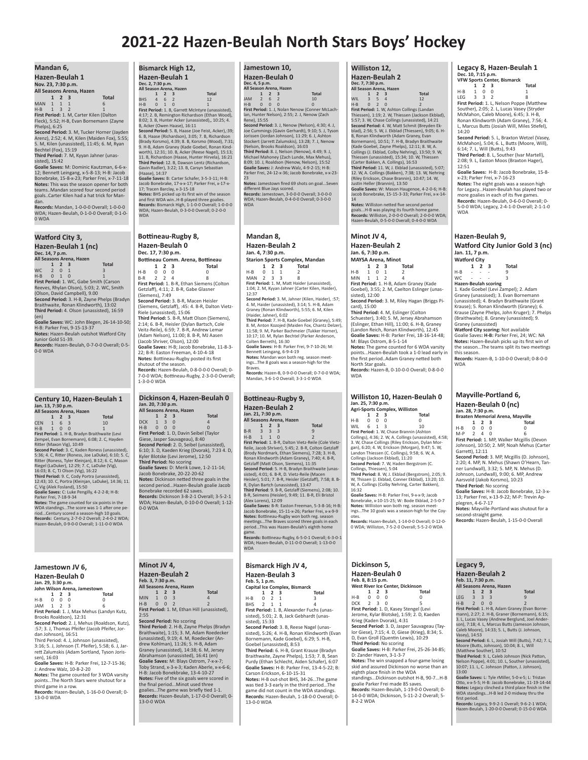# 2021-22 Hazen-Beulah North Stars Boys' Hockey

## Mandan 6, Hazen-Beulah 1

**Nov. 23, 7:30 p.m.**
**All Seasons Arena, Hazen**

| | 1 | 2 | 3 | Total |
|---|---|---|---|---|
| MAN | 1 | 1 | 1 | 6 |
| H-B | 1 | 3 | 2 | 1 |

**First Period:** 1. M, Carter Kilen (Dalton Fleck), 5:52; H-B, Evan Bornemann (Zayne Phelps), 6:25

**Second Period:** 3. M, Tucker Horner (Jayden Arenz), 2:52; 4. M, Kilen (Maiden Fox), 5:55; 5. M, Kilen (unassisted), 11:45; 6. M, Ryan Bechtel (Fox), 15:19

**Third Period:** 7. M, Kyyan Jahner (unassisted), 15:42

**Goalie Saves:** M: Dominic Kautzman, 6-6-x-12; Bennett Leingang, x-5-8-13; H-B: Jacob Bonebrake, 15-8-x-23; Parker Frei, x-7-11-18

**Notes:** This was the season opener for both teams..Mandan scored four second period goals..Carter Kilen had a hat trick for Mandan.

**Records:** Mandan, 1-0-0-0 Overall; 1-0-0-0 WDA; Hazen-Beulah, 0-1-0-0 Overall; 0-1-0-0 WDA

## Bismarck High 12, Hazen-Beulah 1

**Dec. 2, 7:30 p.m.**
**All Season Arena, Hazen**

| | 1 | 2 | 3 | Total |
|---|---|---|---|---|
| BHS | 4 | 6 | 2 | 12 |
| H-B | 0 | 1 | 0 | 1 |

**First Period:** 1. B, Garrett McIntyre (unassisted), 4:17; 2. B, Remington Richardson (Ethan Wood), 8:02; 3. B, Hunter Acker (unassisted),, 10:25; 4. B, Acker (Owen Haase), 16:11

**Second Period:** 5. B, Haase (Joe Feist, Acker),:39; 6. B, Haase (Richardson), 3:05; 7. B, Richardson (Brady Korsmo), 4:39; 8. B, Korsmo (Wood), 7:31; 9. H-B, Adam Graney (Kade Goebel, Ronan Kindworth), 12:31; 10. B, Acker (Reese Nagel), 15:13; 11. B, Richardson (Haase, Hunter Hirvela), 16:21

**Third Period:** 12. B, Dawson Lentz (Richardson, Gavin Radler), 3:22; 13. B, Carsyn Sebastian (Haase), 14:37

**Goalie Saves:** B: Carter Schafer, 3-5-3-11; H-B: Jacob Bonebrake, 17-x-x-17; Parker Frei, x-17-x-17; Tracen Barclay, x-3-15-18

**Notes:** BHS picked up its first win of the season and first WDA win..H-B played three goalies.

**Records:** Bismarck High, 1-1-0-0 Overall; 1-0-0-0 WDA; Hazen-Beulah, 0-3-0-0 Overall; 0-2-0-0 WDA

## Jamestown 10, Hazen-Beulah 0

**Dec. 4, 5 p.m.**
**All Season Arena, Hazen**

| | 1 | 2 | 3 | Total |
|---|---|---|---|---|
| JAM | 2 | 6 | 2 | 10 |
| H-B | 0 | 0 | 0 | 0 |

**First Period:** 1. J, Nolan Nenow (Conner McLachlan, Hunter Nelson), 2:55; 2. J, Nenow (Zach Rene), 15:55

**Second Period:** 3. J, Nenow (Nelson), 4:30; 4. J, Joe Cummings (Gavin Gerhardt), 9:10; 5. J, Tyson Jorissen (Jordan Johnson), 11:29; 6. J, Ashton Stockert (Jarrett Zalumskis), 13:28; 7. J, Nenow (Nelson, Brooks Roaldson), 16:03

**Third Period:** 8. J, Nelson (Nenow), 4:49; 9. J, Michael Mahoney (Zach Lunde, Max Mehus), 8:09; 10. J, Roaldson (Nenow, Nelson), 15:52

**Goalie Saves:** J: Andrew Walz, 4-9-2-15; H-B: Parker Frei, 24-12-x-36; Jacob Bonebrake, x-x-23-23

**Notes:** Jamestown fired 69 shots on goal...Seven different Blue Jays scored.

**Records:** Jamestown, 3-0-0-0 Overall; 3-0-0-0 WDA; Hazen-Beulah, 0-4-0-0 Overall; 0-3-0-0 WDA

## Williston 12, Hazen-Beulah 2

**Dec. 7, 7:30 p.m.**
**All Season Arena, Hazen**

| | 1 | 2 | 3 | Total |
|---|---|---|---|---|
| WIL | 3 | 5 | 4 | 12 |
| H-B | 0 | 2 | 0 | 2 |

**First Period:** 1. W, Ashton Collings (Landan Thiessen), 1:19; 2. W, Thiessen (Jackson Ekblad), 5:57; 3. W, Chase Collings (unassisted), 14:21

**Second Period:** 4. W, Matt Schmit (Breyden Ekblad), 2:56; 5. W, J. Ekblad (Thiessen), 9:05; 6. H-B, Ronan Klindworth (Adam Graney, Evan Bornemann), 10:51; 7. H-B, Bradyn Braithwaite (Kade Goebel, Zayne Phelps), 12:11; 8. W, A. Collings (J. Ekblad, Colby Nehring), 13:50; 9. W, Thiessen (unassisted), 15:34; 10. W, Thiessen (Carter Bakken, A. Collings), 16:53

**Third Period:** 11. W, J. Ekblad (unassisted), 5:07; 12. W, A. Collings (Bakken), 7:38; 13. W, Nehring (Riley Erickson, Chase Brannin), 10:47; 14. W, Justin Heller (Brannin), 13:50

**Goalie Saves:** W: Mason Haugenoe, 4-2-0-6; H-B: Jacob Bonebrake, 15-15-3-33; Parker Frei, x-x-14-14

**Notes:** Williston netted five second period goals...H-B was playing its fourth home game.

**Records:** Williston, 2-0-0-0 Overall; 2-0-0-0 WDA; Hazen-Beulah, 0-5-0-0 Overall; 0-4-0-0 WDA

## Legacy 8, Hazen-Beulah 1

**Dec. 10, 7:15 p.m.**
**VFW Sports Center, Bismarck**

| | 1 | 2 | 3 | Total |
|---|---|---|---|---|
| H-B | 1 | 0 | 0 | 1 |
| LEG | 3 | 3 | 2 | 8 |

**First Period:** 1. L, Nelson Poppe (Matthew Souther), 2:05; 2. L, Lucas Vasey (Stryder McMahon, Caleb Moore), 6:45; 3. H-B, Ronan Klindworth (Adam Graney), 7:56; 4. L, Marcus Butts (Josiah Will, Miles Stiefel), 14:20

**Second Period:** 5. L, Braxton Wetzel (Vasey, McMahon), 5:04; 6. L, Butts (Moore, Will), 6:14; 7. L, Will (Butts), 9:43

**Third Period:** 8. L, Souther (Ivar Martell), 2:08; 9. L, Easton Moos (Braxton Hager), 12:51

**Goalie Saves:** H-B: Jacob Bonebrake, 15-8-x-23; Parker Frei, x-7-16-23

**Notes:** The eight goals was a season high for Legacy...Hazen-Beulah has played two or more goalies in each of its five games.

**Records:** Hazen-Beulah, 0-6-0-0 Overall; 0-5-0-0 WDA; Legacy, 2-4-1-0 Overall; 2-1-1-0 WDA

## Watford City 3, Hazen-Beulah 1 (nc)

**Dec. 14, 7 p.m.**
**All Seasons Arena, Hazen**

| | 1 | 2 | 3 | Total |
|---|---|---|---|---|
| WC | 2 | 0 | 1 | 3 |
| H-B | 0 | 1 | 0 | 1 |

**First Period:** 1. WC, Gabe Smith (Carson Reeves, Rhylan Olson), 5:03; 2. WC, Smith (Olson, David Campbell), 9.00

**Second Period:** 3. H-B, Zayne Phelps (Bradyn Braithwaite, Ronan Klindworth), 13:02

**Third Period:** 4. Olson (unassisted), 16:59 (en)

**Goalie Saves:** WC: John Blegen, 26-14-10-50; H-B: Parker Frei, 9-15-13-37

**Notes:** Hazen-Beulah outshot Watford City Junior Gold 51-39.

**Records:** Hazen-Beulah, 0-7-0-0 Overall; 0-5-0-0 WDA

## Bottineau-Rugby 8, Hazen-Beulah 0

**Dec. 17, 7:30 p.m.**
**Bottineau Comm. Arena, Bottineau**

| | 1 | 2 | 3 | Total |
|---|---|---|---|---|
| H-B | 0 | 0 | 0 | 0 |
| B-R | 2 | 2 | 4 | 8 |

**First Period:** 1. B-R, Ethan Siemens (Colton Getzlaff), 4:11; 2. B-R, Gabe Glasner (Siemens), 7:49

**Second Period:** 3. B-R, Macen Heisler (Siemens, Getzlaff), :45: 4. B-R, Dalton Vietz-Riele (unassisted), 15:06

**Third Period:** 5. B-R, Matt Olson (Siemens), 2:14; 6. B-R, Heisler (Dylan Bartsch, Cole Veitz-Reile), 6:59; 7. B-R, Andrew Lemar (Adam Nelson), 11:00; 8. B-R, MJ Aasen (Jacob Striver, Olson), 12:00

**Goalie Saves:** H-B: Jacob Bonebrake, 11-8-3-22; B-R: Easton Freeman, 4-10-4-18

**Notes:** Bottineau-Rugby posted its first shutout of the season.

**Records:** Hazen-Beulah, 0-8-0-0 Overall; 0-7-0-0 WDA; Bottineau-Rugby, 2-3-0-0 Overall; 1-3-0-0 WDA

## Mandan 8, Hazen-Beulah 2

**Jan. 4, 7:30 p.m.**
**Starion Sports Complex, Mandan**

| | 1 | 2 | 3 | Total |
|---|---|---|---|---|
| H-B | 0 | 1 | 1 | 2 |
| MAN | 2 | 3 | 3 | 8 |

**First Period:** 1. M, Matt Haider (unassisted), 1:04; 2. M, Kyyan Jahner (Carter Kilen, Haider), 12:37

**Second Period:** 3. M, Jahner (Kilen, Haider), :57; 4. M, Haider (unassisted), 3:14; 5. H-B, Adam Graney (Ronan Klindworth), 5:55; 6. M, Kilen (Haider, Jahner), 6:02

**Third Period:** 7. H-B, Kade Goebel (Graney), 5:49; 8. M, Anton Kozojed (Maiden Fox, Chantz Delzer), 11:58; 9. M, Parker Bachmeier (Tukker Horner), 10:17; 10. M, Rylan Bechtel (Parker Anderson, Colten Berreth), 16:30

**Goalie Saves:** H-B: Parker Frei, 9-7-10-26; M: Bennett Leingang, 6-9-4-19

**Notes:** Mandan won both reg. season meetings...The 8 goals was a season-high for the Braves.

**Records:** Hazen-Beulah, 0-9-0-0 Overall; 0-7-0-0 WDA; Mandan, 3-6-1-0 Overall; 3-3-1-0 WDA

## Minot JV 4, Hazen-Beulah 2

**Jan. 6, 7:30 p.m.**
**MAYSA Arena, Minot**

| | 1 | 2 | 3 | Total |
|---|---|---|---|---|
| H-B | 1 | 0 | 1 | 2 |
| MIN | 1 | 1 | 2 | 4 |

**First Period:** 1. H-B, Adam Graney (Kade Goebel), 3:55; 2. M, Caelton Eslinger (unassisted), 12:00

**Second Period:** 3. M, Riley Hagan (Briggs Picard), 15:00

**Third Period:** 4. M, Eslinger (Colton Schuester), 3:40; 5. M, Jersey Abrahamson (Eslinger, Ethan Hill), 11:00; 6. H-B, Graney (Landon Reich, Ronan Klindworth), 12:45

**Goalie Saves:** H-B: Parker Frei, 18-16-14-48; M: Blays Ostrom, 8-5-1-14

**Notes:** The game counted for 6 WDA varsity points...Hazen-Beulah took a 1-0 lead early in the first period..Adam Graney netted both North Star goals.

**Records:** Hazen-B, 0-10-0-0 Overall; 0-8-0-0 WDA

## Hazen-Beulah 9, Watford City Junior Gold 3 (nc)

**Jan. 11, 7 p.m.**
**Watford City**

| | 1 | 2 | 3 | Total |
|---|---|---|---|---|
| H-B | - | - | - | 9 |
| WC | - | - | - | 3 |

**Hazen-Beulah scoring**

1. Kade Goebel (Levi Zampel); 2. Adam Graney (unassisted); 3. Evan Bornemann (unassisted); 4. Bradyn Braithwaite (Grant Krause); 5. Ronan Klindworth (Graney); 6. Krause (Zayne Phelps, John Kruger); 7. Phelps (Braithwaite); 8. Graney (unassisted); 9. Graney (unassisted)

**Watford City scoring:** Not available

Goalie Saves: **H-B:** Parker Frei, 24; WC: NA

**Notes:** Hazen-Beulah picks up its first win of the season...The teams split its two meetings this season.

**Records:** Hazen-B, 1-10-0-0 Overall; 0-8-0-0 WDA

## Century 10, Hazen-Beulah 1

**Jan. 13, 7:30 p.m.**
**All Seasons Arena, Hazen**

| | 1 | 2 | 3 | Total |
|---|---|---|---|---|
| CEN | 1 | 6 | 3 | 10 |
| H-B | 1 | 0 | 0 | 1 |

**First Period:** 1. H-B, Bradyn Braithwaite (Levi Zempel, Evan Bornemann), 6:08; 2. C, Hayden Ritter (Maxon Vig), 10:49

**Second Period:** 3. C, Kaden Roness (unassisted), 5:36; 4. C, Ritter (Roness, Joe LaDuke), 6:10; 5. C, Ritter (Roness, Tyler Kleinjan), 8:12; 6. C, Mason Riegel (LaDuker), 12:29; 7. C, LaDuke (Vig), 16:03; 8. C, TJ Olson (Vig), 16:22

**Third Period:** 9. C, Cody Portra (unassisted), 12:43; 10. C, Portra (Kleinjan, LaDuke), 14:36; 11. C, Vig (Alek Fosland), 15:50

**Goalie Saves:** C: Luke Pengilly, 4-2-2-8; H-B: Parker Frei, 7-18-9-34

**Notes:** The game counted for six points in the WDA standings...The score was 1-1 after one period...Century scored a season-high 10 goals.

**Records:** Century, 2-7-0-2 Overall; 2-4-0-2 WDA; Hazen-Beulah, 0-9-0-0 Overall; 1-11-0-0 WDA

## Dickinson 4, Hazen-Beulah 0

**Jan. 20, 7:30 p.m.**
**All Seasons Arena, Hazen**

| | 1 | 2 | 3 | Total |
|---|---|---|---|---|
| DCK | 1 | 3 | 0 | 4 |
| H-B | 0 | 0 | 0 | 0 |

**First Period:** 1. D, Davin Seibel (Taylor Giese, Jasper Sauvageau), 8:40

**Second Period:** 2. D, Seibel (unassisted), 6:10; 3. D, Kaeden Krieg (Dvorak), 7:23 4. D, Kyler Blotske (Levi Jerome), 12:50

**Third Period:** No scoring

**Goalie Saves:** D: Merik Lowe, 1-2-11-14; Jacob Bonebrake, 20-22-20-62

**Notes:** Dickinson netted three goals in the second period...Hazen-Beulah goalie Jacob Bonebrake recorded 62 saves.

**Records:** Dickinson 3-8-2-1 Overall; 3-5-2-1 WDA; Hazen-Beulah, 0-10-0-0 Overall; 1-12-0-0 WDA

## Bottineau-Rugby 9, Hazen-Beulah 2

**Jan. 21, 7:30 p.m.**
**All Seasons Arena, Hazen**

| | 1 | 2 | 3 | Total |
|---|---|---|---|---|
| B-R | 3 | 3 | 3 | 9 |
| H-B | 1 | 1 | 0 | 2 |

**First Period:** 1. B-R, Dalton Vietz-Reile (Cole Vietz-Reile, Jacob Shriver), 5:45; 2. B-R, Colton Getzlaff (Brody Nordmark, Ethan Siemens), 7:28; 3. H-B, Ronan Klindworth (Adam Graney), 7:40; 4. B-R, Getzlaff (Matt Olson, Siemens), 11:35

**Second Period:** 5. H-B, Bradyn Braithwaite (unassisted), 4:01; 6. B-R, D. Vietz-Reile (Macen Heisler), 5:01; 7. B-R, Heisler (Getzlaff), 7:58; 8. B-R, Dylan Bartch (unassisted), 13:47

**Third Period:** 9. B-R, Getzlaff (Siemens), 2:08; 10. B-R, Seimens (Heisler), 9:49; 11. B-R, Eli Bristol (Alex Lorenz), 12:09

**Goalie Saves:** B-R: Easton Freeman, 5-3-8-16; H-B: Jacob Bonebrake, 15-11-x-26; Parker Frei, x-x-9-9

**Notes:** Bottineau-Rugby won both reg. season meetings...The Braves scored three goals in each period...This was Hazen-Beulah's eighth home game.

**Records:** Bottineau-Rugby, 6-5-0-1 Overall; 6-3-0-1 WDA; Hazen-Beulah, 0-11-0-0 Overall; 1-13-0-0 WDA

## Williston 10, Hazen-Beulah 0

**Jan. 25, 7:30 p.m.**
**Agri-Sports Complex, Williston**

| | 1 | 2 | 3 | Total |
|---|---|---|---|---|
| H-B | 0 | 0 | 0 | 0 |
| WIL | 6 | 1 | 3 | 10 |

**First Period:** 1. W, Chase Brannin (Ashton Collings), 4:36; 2. W, A. Collings (unassisted), 4:58; 3. W, Chase Collings (Riley Erickson, Dylan Morgan), 6:20; 4. W, Erickson (Morgan), 9:47; 5. W, Landon Thiessen (C. Collings), 9:58; 6. W, A. Collings (Jackson Ekblad), 11:20

**Second Period:** 7. W, Haden Bergstrom (C. Collings, Thiessen), 5:04

**Third Period:** 8. W, J. Ekblad (Bergstrom), 2:05; 9. W, Thissen (J. Ekblad, Conner Ekblad), 13:20; 10. W, A. Collings (Colby Nehring, Carter Bakken), 16:32

**Goalie Saves:** H-B: Parker Frei, 9-x-x-9; Jacob Bonebrake, x-10-15-25; W: Bode Ekblad, 2-5-0-7

**Notes:** Williston won both reg. season meetings...The 10 goals was a season-high for the Coyotes.

**Records:** Hazen-Beulah, 1-14-0-0 Overall; 0-12-0-0 WDA; Williston, 7-5-2-0 Overall; 5-5-2-0 WDA

## Mayville-Portland 6, Hazen-Beulah 0 (nc)

**Jan. 28, 7:30 p.m.**
**Braaten Memorial Arena, Mayville**

| | 1 | 2 | 3 | Total |
|---|---|---|---|---|
| H-B | 0 | 0 | 0 | 0 |
| M-P | 2 | 4 | 0 | 6 |

**First Period:** 1. MP, Walker Mcgillis (Devon Johnson), 10:50; 2. MP, Noah Mehus (Carter Garrett), 12:11

**Second Period:** 3. MP, Mcgillis (D. Johnson), 2:20; 4. MP, N. Mehus (Shawn O'Hearn, Tanner Lundwall), 3:32; 5. MP, N. Mehus (D. Johnson, Lundwall), 9:00; 6. MP, Andrew Aarsvold (Jakob Korsmo), 10:23

**Third Period:** No scoring

**Goalie Saves:** H-B: Jacob Bonebrake, 12-3-x-13; Parker Frei, x-13-9-22; M-P: Trevin Appiegren, 4-6-7-17

**Notes:** Mayville-Portland was shutout for a second-straight game.

**Records:** Hazen-Beulah, 1-15-0-0 Overall

## Jamestown JV 6, Hazen-Beulah 0

**Jan. 29, 3:30 p.m.**
**John Wilson Arena, Jamestown**

| | 1 | 2 | 3 | Total |
|---|---|---|---|---|
| H-B | 0 | 0 | 0 | 0 |
| JAM | 1 | 2 | 3 | 6 |

**First Period:** 1. J, Max Mehus (Landyn Kutz, Brooks Roaldson), 12:31

**Second Period:** 2. J, Mehus (Roaldson, Kutz), :57; 3. J, Thomas Pfeifer (Jacob Pfeifer, Jordan Johnson), 16:51

Third Period: 4. J, Johnson (unassisted), 3:16; 5. J, Johnson (T. Pfeifer), 5:58; 6. J, Jarrett Zalumskis (Adam Sortland, Tyson Jorissen), 16:03

**Goalie Saves:** H-B: Parker Frei, 12-7-15-34; J: Andrew Walz, 10-8-2-20

**Notes:** The game counted for 3 WDA varsity points...The North Stars were shutout for a third game in a row.

**Records:** Hazen-Beulah, 1-16-0-0 Overall; 0-13-0-0 WDA

## Minot JV 4, Hazen-Beulah 2

**Feb. 3, 7:30 p.m.**
**All Seasons Arena, Hazen**

| | 1 | 2 | 3 | Total |
|---|---|---|---|---|
| MIN | 1 | 0 | 3 | 4 |
| H-B | 0 | 0 | 2 | 2 |

**First Period:** 1. M, Ethan Hill (unassisted), 2:55

**Second Period:** No scoring

**Third Period:** 2. H-B, Zayne Phelps (Bradyn Braithwaite), 1:15; 3. M, Adam Roedecker (unassisted), 9:19; 4. M, Roedecker (Andrew Kohlman), 11:26; 5. H-B, Adam Graney (unassisted), 14:38; 6. M, Jersey Abrahamson (unassisted), 16:41 (en)

**Goalie Saves:** M: Blays Ostrom, 7-x-x-7; Toby Strand, x-3-x-3; Kaden Aberle, x-x-6-6; H-B: Jacob Bonekbrake, 13-4-10-27

**Notes:** Five of the six goals were scored in the final period...Minot used three goalies...The game was briefly tied 1-1.

**Records:** Hazen-Beulah, 1-17-0-0 Overall; 0-13-0-0 WDA

## Bismarck High JV 4, Hazen-Beulah 3

**Feb. 5, 1 p.m.**
**Capital Ice Complex, Bismarck**

| | 1 | 2 | 3 | Total |
|---|---|---|---|---|
| H-B | 0 | 2 | 1 | 3 |
| BHS | 2 | 1 | 1 | 4 |

**First Period:** 1. B, Alexander Fuchs (unassisted), 5:01; 2. B, Jack Gebhardt (unassisted), 15:33

**Second Period:** 3. B, Reese Nagel (unassisted), 5:26; 4. H-B, Ronan Klindworth (Evan Bornemann, Kade Goebel), 5:53; 5. H-B, Goebel (unassisted), 8:53

**Third Period:** 6. H-B, Grant Krause (Bradyn Braithwaite, Zayne Phelps), 1:53; 7. B, Sean Purdy (Ethan Schlecht, Aiden Schafer), 6:07

**Goalie Saves:** H-B: Parker Frei, 13-4-5-22; B: Carson Erickson, 6-10-15-31

**Notes:** H-B out-shot BHS, 34-26...The game was tied 3-3 early in the third period...The game did not count in the WDA standings.

**Records:** Hazen-Beulah, 1-18-0-0 Overall; 0-13-0-0 WDA

## Dickinson 5, Hazen-Beulah 0

**Feb. 8, 8:15 p.m.**
**West River Ice Center, Dickinson**

| | 1 | 2 | 3 | Total |
|---|---|---|---|---|
| H-B | 0 | 0 | 0 | 0 |
| DCK | 2 | 3 | 0 | 5 |

**First Period:** 1. D, Kasey Stengel (Levi Jerome, Kylar Blotske), 1:59; 2. D, Kaeden Krieg (Kaden Dvorak), 4:31

**Second Period:** 3. D, Jasper Sauvageau (Taylor Giese), 7:15; 4. D, Giese (Krieg), 8:34; 5. D, Evan Groll (Quentin Lewis), 10:29

**Third Period:** No scoring

**Goalie Saves:** H-B: Parker Frei, 25-26-34-85; D: Zander Haven, 3-1-3-7

**Notes:** The win snapped a four-game losing skid and assured Dickinson no worse than an eighth place finish in the WDA standings...Dickinson outshot H-B, 90-7...H-B goalie Parker Frei made 85 saves.

**Records:** Hazen-Beulah, 1-19-0-0 Overall; 0-14-0-0 WDA; Dickinson, 5-11-2-2 Overall; 5-8-2-2 WDA

## Legacy 9, Hazen-Beulah 2

**Feb. 11, 7:30 p.m.**
**All Seasons Arena, Hazen**

| | 1 | 2 | 3 | Total |
|---|---|---|---|---|
| LEG | 3 | 3 | 3 | 9 |
| H-B | 2 | 0 | 0 | 2 |

**First Period:** 1. H-B, Adam Graney (Evan Bornemann), 2:27; 2. H-B, Graner (Bornemann), 6:15; 3. L, Lucas Vasey (Andrew Berglund, Joel Anderson), 7:18; 4. L, Marcus Butts (Jameson Johnson, Caleb Moore), 14:33; 5. L, Butts (J. Johnson, Vasey), 14:53

**Second Period:** 6. L, Josiah Will (Butts), 7:42; 7. L, Moore (Butts, Johnson), 10:04; 8. L, Will (Matthew Souther), 10:52

**Third Period:** 9. L, Caleb Johnson (Nick Patton, Nelson Poppe), 4:01; 10. L, Souther (unassisted), 10:07; 11. L, C. Johnson (Patton, J. Johnson), 13:00

**Goalie Saves:** L: Tyle rMiller, 5-0-x-5; L: Tristan Otto, x-x-5-5; H-B: Jacob Bonebrake, 11-19-14-44

**Notes:** Legacy clinched a third place finish in the WDA standings...H-B led 2-0 midway thru the first period.

**Records:** Legacy, 9-9-2-1 Overall; 9-6-2-1 WDA; Hazen-Beulah, 1-20-0-0 Overall; 0-15-0-0 WDA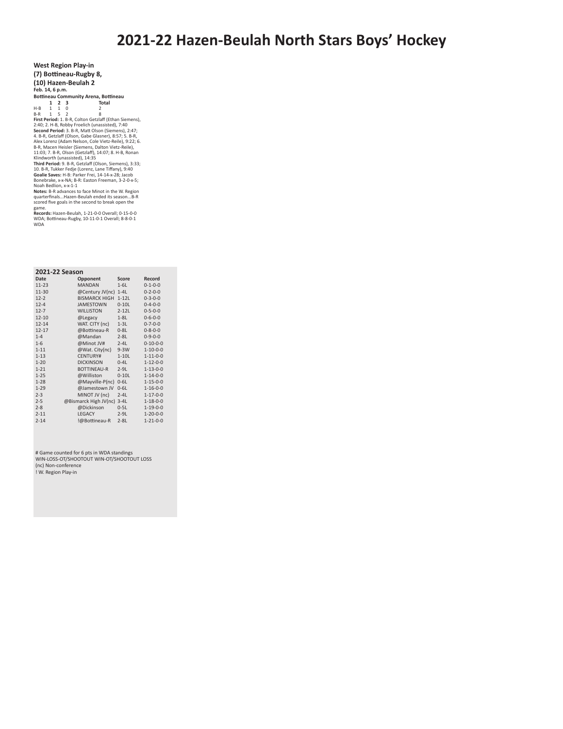# 2021-22 Hazen-Beulah North Stars Boys' Hockey

**West Region Play-in**
**(7) Bottineau-Rugby 8,**
**(10) Hazen-Beulah 2**
**Feb. 14, 6 p.m.**
**Bottineau Community Arena, Bottineau**

| | 1 | 2 | 3 | Total |
|---|---|---|---|---|
| H-B | 1 | 1 | 0 | 2 |
| B-R | 1 | 5 | 2 | 8 |

**First Period:** 1. B-R, Colton Getzlaff (Ethan Siemens), 2:40; 2. H-B, Robby Froelich (unassisted), 7:40
**Second Period:** 3. B-R, Matt Olson (Siemens), 2:47; 4. B-R, Getzlaff (Olson, Gabe Glasner), 8:57; 5. B-R, Alex Lorenz (Adam Nelson, Cole Vietz-Reile), 9:22; 6. B-R, Macen Heisler (Siemens, Dalton Vietz-Reile), 11:03; 7. B-R, Olson (Getzlaff), 14:07; 8. H-B, Ronan Klindworth (unassisted), 14:35
**Third Period:** 9. B-R, Getzlaff (Olson, Siemens), 3:33; 10. B-R, Tukker Fedje (Lorenz, Lane Tiffany), 9:40
**Goalie Saves:** H-B: Parker Frei, 14-14-x-28; Jacob Bonebrake, x-x-NA; B-R: Easton Freeman, 3-2-0-x-5; Noah Bedlion, x-x-1-1
**Notes:** B-R advances to face Minot in the W. Region quarterfinals...Hazen-Beulah ended its season...B-R scored five goals in the second to break open the game.
**Records:** Hazen-Beulah, 1-21-0-0 Overall; 0-15-0-0 WDA; Bottineau-Rugby, 10-11-0-1 Overall; 8-8-0-1 WDA

**2021-22 Season**

| Date | Opponent | Score | Record |
|---|---|---|---|
| 11-23 | MANDAN | 1-6L | 0-1-0-0 |
| 11-30 | @Century JV(nc) | 1-4L | 0-2-0-0 |
| 12-2 | BISMARCK HIGH | 1-12L | 0-3-0-0 |
| 12-4 | JAMESTOWN | 0-10L | 0-4-0-0 |
| 12-7 | WILLISTON | 2-12L | 0-5-0-0 |
| 12-10 | @Legacy | 1-8L | 0-6-0-0 |
| 12-14 | WAT. CITY (nc) | 1-3L | 0-7-0-0 |
| 12-17 | @Bottineau-R | 0-8L | 0-8-0-0 |
| 1-4 | @Mandan | 2-8L | 0-9-0-0 |
| 1-6 | @Minot JV# | 2-4L | 0-10-0-0 |
| 1-11 | @Wat. City(nc) | 9-3W | 1-10-0-0 |
| 1-13 | CENTURY# | 1-10L | 1-11-0-0 |
| 1-20 | DICKINSON | 0-4L | 1-12-0-0 |
| 1-21 | BOTTINEAU-R | 2-9L | 1-13-0-0 |
| 1-25 | @Williston | 0-10L | 1-14-0-0 |
| 1-28 | @Mayville-P(nc) | 0-6L | 1-15-0-0 |
| 1-29 | @Jamestown JV | 0-6L | 1-16-0-0 |
| 2-3 | MINOT JV (nc) | 2-4L | 1-17-0-0 |
| 2-5 | @Bismarck High JV(nc) | 3-4L | 1-18-0-0 |
| 2-8 | @Dickinson | 0-5L | 1-19-0-0 |
| 2-11 | LEGACY | 2-9L | 1-20-0-0 |
| 2-14 | !@Bottineau-R | 2-8L | 1-21-0-0 |

# Game counted for 6 pts in WDA standings
WIN-LOSS-OT/SHOOTOUT WIN-OT/SHOOTOUT LOSS
(nc) Non-conference
! W. Region Play-in